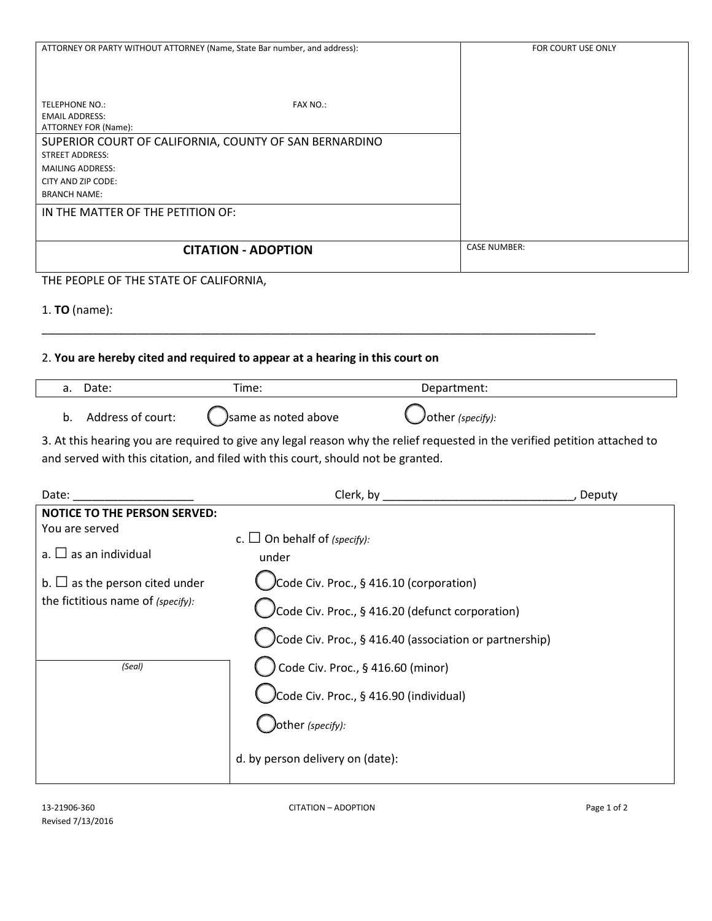| ATTORNEY OR PARTY WITHOUT ATTORNEY (Name, State Bar number, and address): | FOR COURT USE ONLY |
| --- | --- |
| TELEPHONE NO.: FAX NO.:<br>EMAIL ADDRESS:<br>ATTORNEY FOR (Name): | |
| SUPERIOR COURT OF CALIFORNIA, COUNTY OF SAN BERNARDINO<br>STREET ADDRESS:<br>MAILING ADDRESS:<br>CITY AND ZIP CODE:<br>BRANCH NAME: | |
| IN THE MATTER OF THE PETITION OF: | |
| **CITATION - ADOPTION** | CASE NUMBER: |

THE PEOPLE OF THE STATE OF CALIFORNIA,

1. **TO** (name):

______________________________________________________________________________________

2. **You are hereby cited and required to appear at a hearing in this court on**

| a. Date: | Time: | Department: |
| --- | --- | --- |

b. Address of court: ◯ same as noted above ◯ other *(specify):*

3. At this hearing you are required to give any legal reason why the relief requested in the verified petition attached to and served with this citation, and filed with this court, should not be granted.

Date: __________________ Clerk, by ______________________________, Deputy

**NOTICE TO THE PERSON SERVED:**
You are served

a. ☐ as an individual

b. ☐ as the person cited under the fictitious name of *(specify):*

c. ☐ On behalf of *(specify):*
under
- ◯ Code Civ. Proc., § 416.10 (corporation)
- ◯ Code Civ. Proc., § 416.20 (defunct corporation)
- ◯ Code Civ. Proc., § 416.40 (association or partnership)
- ◯ Code Civ. Proc., § 416.60 (minor)
- ◯ Code Civ. Proc., § 416.90 (individual)
- ◯ other *(specify):*

d. by person delivery on (date):

*(Seal)*

13-21906-360
Revised 7/13/2016
CITATION – ADOPTION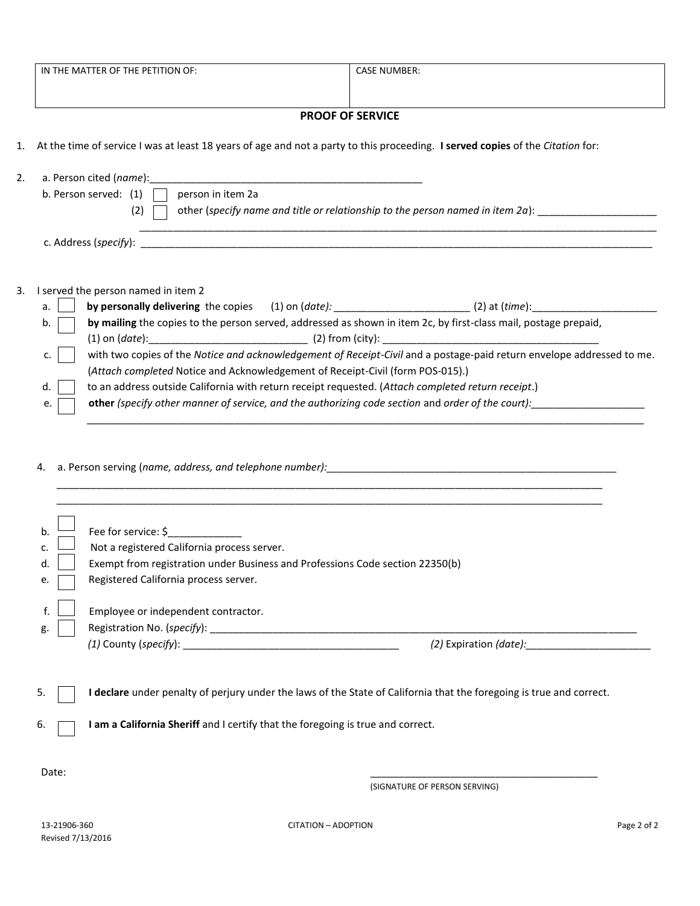| IN THE MATTER OF THE PETITION OF: | CASE NUMBER: |
|---|---|
| | |

## PROOF OF SERVICE

1. At the time of service I was at least 18 years of age and not a party to this proceeding. **I served copies** of the *Citation* for:

2. a. Person cited (*name*):_______________________________________________
   b. Person served: (1) ☐ person in item 2a
   (2) ☐ other (*specify name and title or relationship to the person named in item 2a*): ____________________
   ________________________________________________________________________________________
   c. Address (*specify*): ___________________________________________________________________________

3. I served the person named in item 2
   a. ☐ **by personally delivering** the copies (1) on (*date):* _______________________ (2) at (*time*):______________________
   b. ☐ **by mailing** the copies to the person served, addressed as shown in item 2c, by first-class mail, postage prepaid,
   (1) on (*date*):___________________________ (2) from (city): ______________________________________
   c. ☐ with two copies of the *Notice and acknowledgement of Receipt-Civil* and a postage-paid return envelope addressed to me. (*Attach completed* Notice and Acknowledgement of Receipt-Civil (form POS-015).)
   d. ☐ to an address outside California with return receipt requested. (*Attach completed return receipt*.)
   e. ☐ **other** *(specify other manner of service, and the authorizing code section* and *order of the court):*___________________
   ______________________________________________________________________________________________

4. a. Person serving (*name, address, and telephone number):*___________________________________________________
   ______________________________________________________________________________________________
   ______________________________________________________________________________________________

   b. ☐ Fee for service: $_____________
   c. ☐ Not a registered California process server.
   d. ☐ Exempt from registration under Business and Professions Code section 22350(b)
   e. ☐ Registered California process server.

   f. ☐ Employee or independent contractor.
   g. ☐ Registration No. (*specify*): ___________________________________________________________________________
   *(1)* County (*specify*): ______________________________________ *(2)* Expiration *(date):*_____________________

5. ☐ **I declare** under penalty of perjury under the laws of the State of California that the foregoing is true and correct.

6. ☐ **I am a California Sheriff** and I certify that the foregoing is true and correct.

Date: ___________________________________________
(SIGNATURE OF PERSON SERVING)

13-21906-360
Revised 7/13/2016
CITATION – ADOPTION